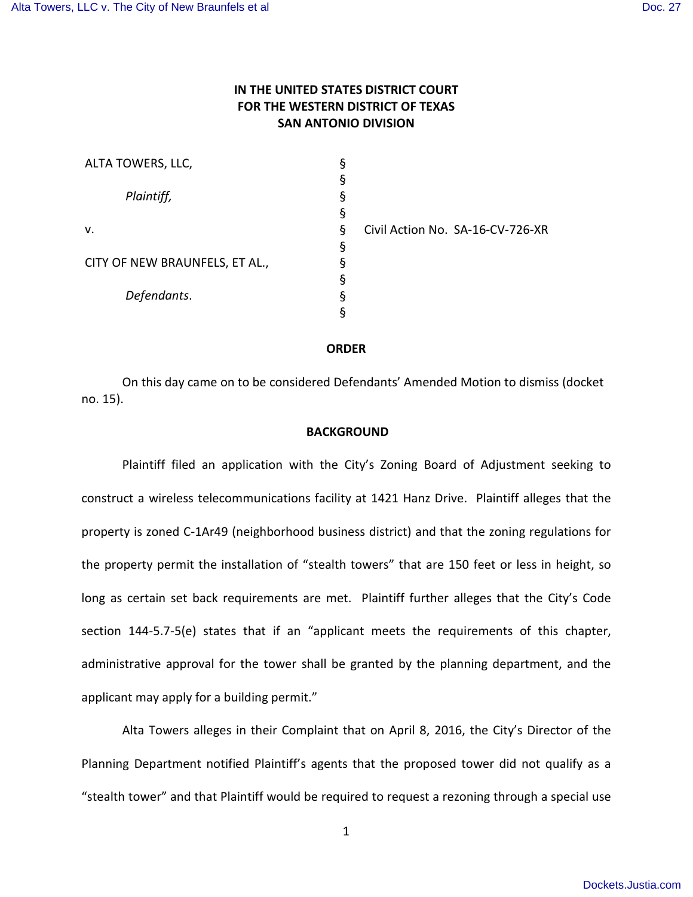# IN THE UNITED STATES DISTRICT COURT FOR THE WESTERN DISTRICT OF TEXAS SAN ANTONIO DIVISION

ALTA TOWERS, LLC, §
§
*Plaintiff,* §
§
v. § Civil Action No. SA-16-CV-726-XR
§
CITY OF NEW BRAUNFELS, ET AL., §
§
*Defendants*. §
§

## ORDER

On this day came on to be considered Defendants' Amended Motion to dismiss (docket no. 15).

## BACKGROUND

Plaintiff filed an application with the City's Zoning Board of Adjustment seeking to construct a wireless telecommunications facility at 1421 Hanz Drive. Plaintiff alleges that the property is zoned C-1Ar49 (neighborhood business district) and that the zoning regulations for the property permit the installation of "stealth towers" that are 150 feet or less in height, so long as certain set back requirements are met. Plaintiff further alleges that the City's Code section 144-5.7-5(e) states that if an "applicant meets the requirements of this chapter, administrative approval for the tower shall be granted by the planning department, and the applicant may apply for a building permit."

Alta Towers alleges in their Complaint that on April 8, 2016, the City's Director of the Planning Department notified Plaintiff's agents that the proposed tower did not qualify as a "stealth tower" and that Plaintiff would be required to request a rezoning through a special use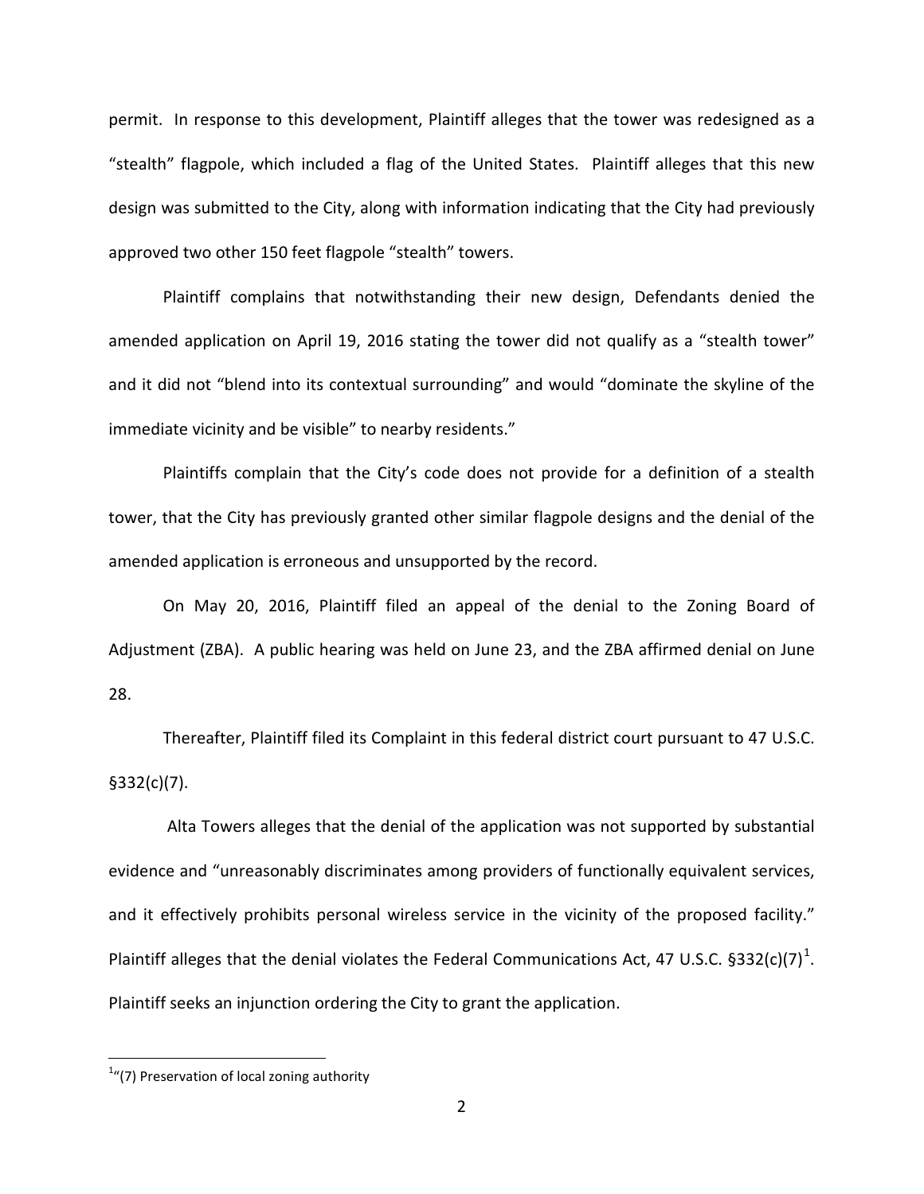permit. In response to this development, Plaintiff alleges that the tower was redesigned as a "stealth" flagpole, which included a flag of the United States. Plaintiff alleges that this new design was submitted to the City, along with information indicating that the City had previously approved two other 150 feet flagpole "stealth" towers.

Plaintiff complains that notwithstanding their new design, Defendants denied the amended application on April 19, 2016 stating the tower did not qualify as a "stealth tower" and it did not "blend into its contextual surrounding" and would "dominate the skyline of the immediate vicinity and be visible" to nearby residents."

Plaintiffs complain that the City's code does not provide for a definition of a stealth tower, that the City has previously granted other similar flagpole designs and the denial of the amended application is erroneous and unsupported by the record.

On May 20, 2016, Plaintiff filed an appeal of the denial to the Zoning Board of Adjustment (ZBA). A public hearing was held on June 23, and the ZBA affirmed denial on June 28.

Thereafter, Plaintiff filed its Complaint in this federal district court pursuant to 47 U.S.C. §332(c)(7).

Alta Towers alleges that the denial of the application was not supported by substantial evidence and "unreasonably discriminates among providers of functionally equivalent services, and it effectively prohibits personal wireless service in the vicinity of the proposed facility." Plaintiff alleges that the denial violates the Federal Communications Act, 47 U.S.C. §332(c)(7)[1]. Plaintiff seeks an injunction ordering the City to grant the application.

---

[1]"(7) Preservation of local zoning authority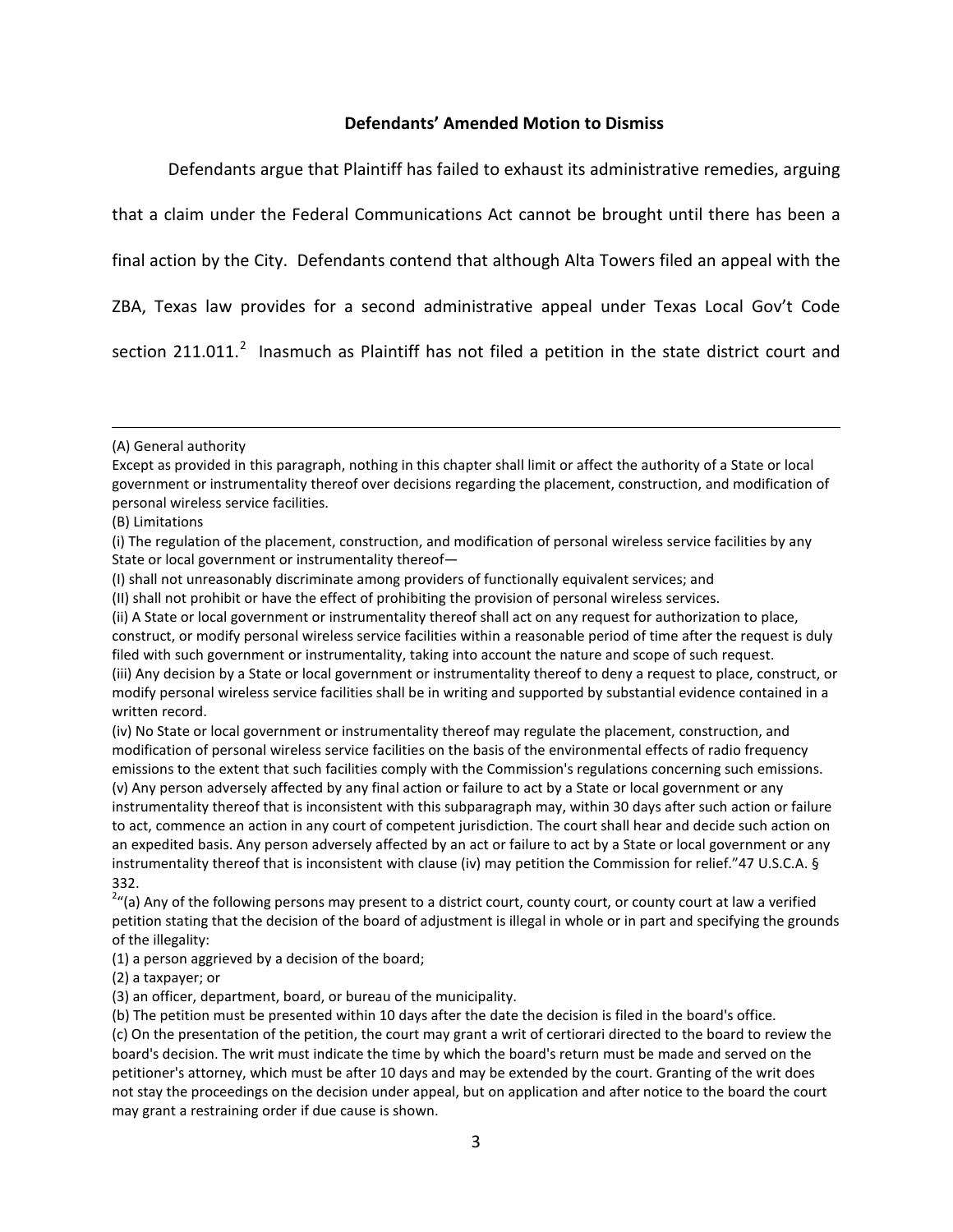**Defendants' Amended Motion to Dismiss**

Defendants argue that Plaintiff has failed to exhaust its administrative remedies, arguing that a claim under the Federal Communications Act cannot be brought until there has been a final action by the City. Defendants contend that although Alta Towers filed an appeal with the ZBA, Texas law provides for a second administrative appeal under Texas Local Gov't Code section 211.011.[2] Inasmuch as Plaintiff has not filed a petition in the state district court and

---

(A) General authority

Except as provided in this paragraph, nothing in this chapter shall limit or affect the authority of a State or local government or instrumentality thereof over decisions regarding the placement, construction, and modification of personal wireless service facilities.

(B) Limitations

(i) The regulation of the placement, construction, and modification of personal wireless service facilities by any State or local government or instrumentality thereof—

(I) shall not unreasonably discriminate among providers of functionally equivalent services; and

(II) shall not prohibit or have the effect of prohibiting the provision of personal wireless services.

(ii) A State or local government or instrumentality thereof shall act on any request for authorization to place, construct, or modify personal wireless service facilities within a reasonable period of time after the request is duly filed with such government or instrumentality, taking into account the nature and scope of such request.

(iii) Any decision by a State or local government or instrumentality thereof to deny a request to place, construct, or modify personal wireless service facilities shall be in writing and supported by substantial evidence contained in a written record.

(iv) No State or local government or instrumentality thereof may regulate the placement, construction, and modification of personal wireless service facilities on the basis of the environmental effects of radio frequency emissions to the extent that such facilities comply with the Commission's regulations concerning such emissions.

(v) Any person adversely affected by any final action or failure to act by a State or local government or any instrumentality thereof that is inconsistent with this subparagraph may, within 30 days after such action or failure to act, commence an action in any court of competent jurisdiction. The court shall hear and decide such action on an expedited basis. Any person adversely affected by an act or failure to act by a State or local government or any instrumentality thereof that is inconsistent with clause (iv) may petition the Commission for relief."47 U.S.C.A. § 332.

[2] "(a) Any of the following persons may present to a district court, county court, or county court at law a verified petition stating that the decision of the board of adjustment is illegal in whole or in part and specifying the grounds of the illegality:

(1) a person aggrieved by a decision of the board;

(2) a taxpayer; or

(3) an officer, department, board, or bureau of the municipality.

(b) The petition must be presented within 10 days after the date the decision is filed in the board's office.

(c) On the presentation of the petition, the court may grant a writ of certiorari directed to the board to review the board's decision. The writ must indicate the time by which the board's return must be made and served on the petitioner's attorney, which must be after 10 days and may be extended by the court. Granting of the writ does not stay the proceedings on the decision under appeal, but on application and after notice to the board the court may grant a restraining order if due cause is shown.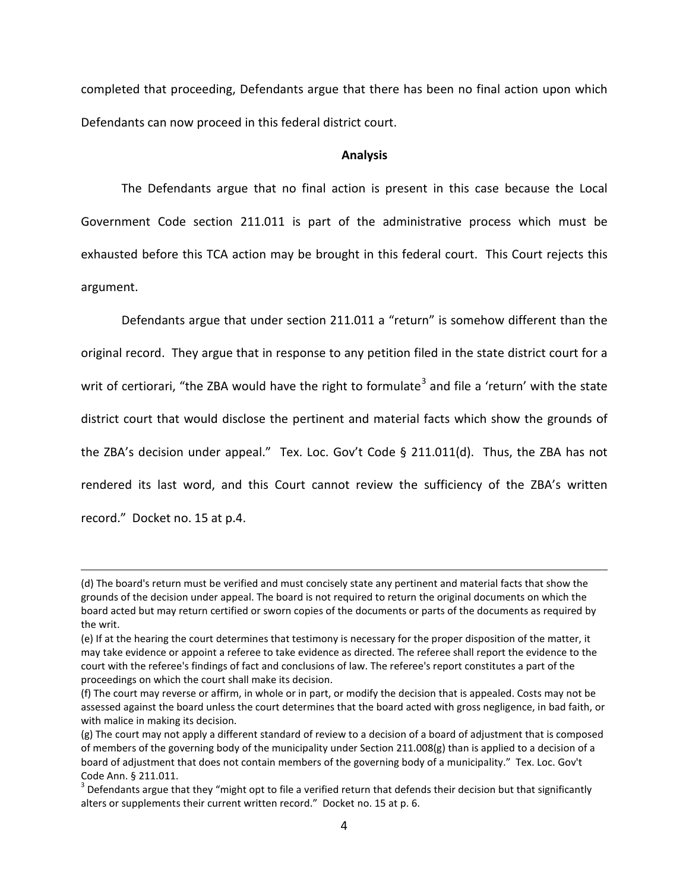completed that proceeding, Defendants argue that there has been no final action upon which Defendants can now proceed in this federal district court.

**Analysis**

The Defendants argue that no final action is present in this case because the Local Government Code section 211.011 is part of the administrative process which must be exhausted before this TCA action may be brought in this federal court. This Court rejects this argument.

Defendants argue that under section 211.011 a "return" is somehow different than the original record. They argue that in response to any petition filed in the state district court for a writ of certiorari, "the ZBA would have the right to formulate[3] and file a 'return' with the state district court that would disclose the pertinent and material facts which show the grounds of the ZBA's decision under appeal." Tex. Loc. Gov't Code § 211.011(d). Thus, the ZBA has not rendered its last word, and this Court cannot review the sufficiency of the ZBA's written record." Docket no. 15 at p.4.

---

(d) The board's return must be verified and must concisely state any pertinent and material facts that show the grounds of the decision under appeal. The board is not required to return the original documents on which the board acted but may return certified or sworn copies of the documents or parts of the documents as required by the writ.

(e) If at the hearing the court determines that testimony is necessary for the proper disposition of the matter, it may take evidence or appoint a referee to take evidence as directed. The referee shall report the evidence to the court with the referee's findings of fact and conclusions of law. The referee's report constitutes a part of the proceedings on which the court shall make its decision.

(f) The court may reverse or affirm, in whole or in part, or modify the decision that is appealed. Costs may not be assessed against the board unless the court determines that the board acted with gross negligence, in bad faith, or with malice in making its decision.

(g) The court may not apply a different standard of review to a decision of a board of adjustment that is composed of members of the governing body of the municipality under Section 211.008(g) than is applied to a decision of a board of adjustment that does not contain members of the governing body of a municipality." Tex. Loc. Gov't Code Ann. § 211.011.

[3] Defendants argue that they "might opt to file a verified return that defends their decision but that significantly alters or supplements their current written record." Docket no. 15 at p. 6.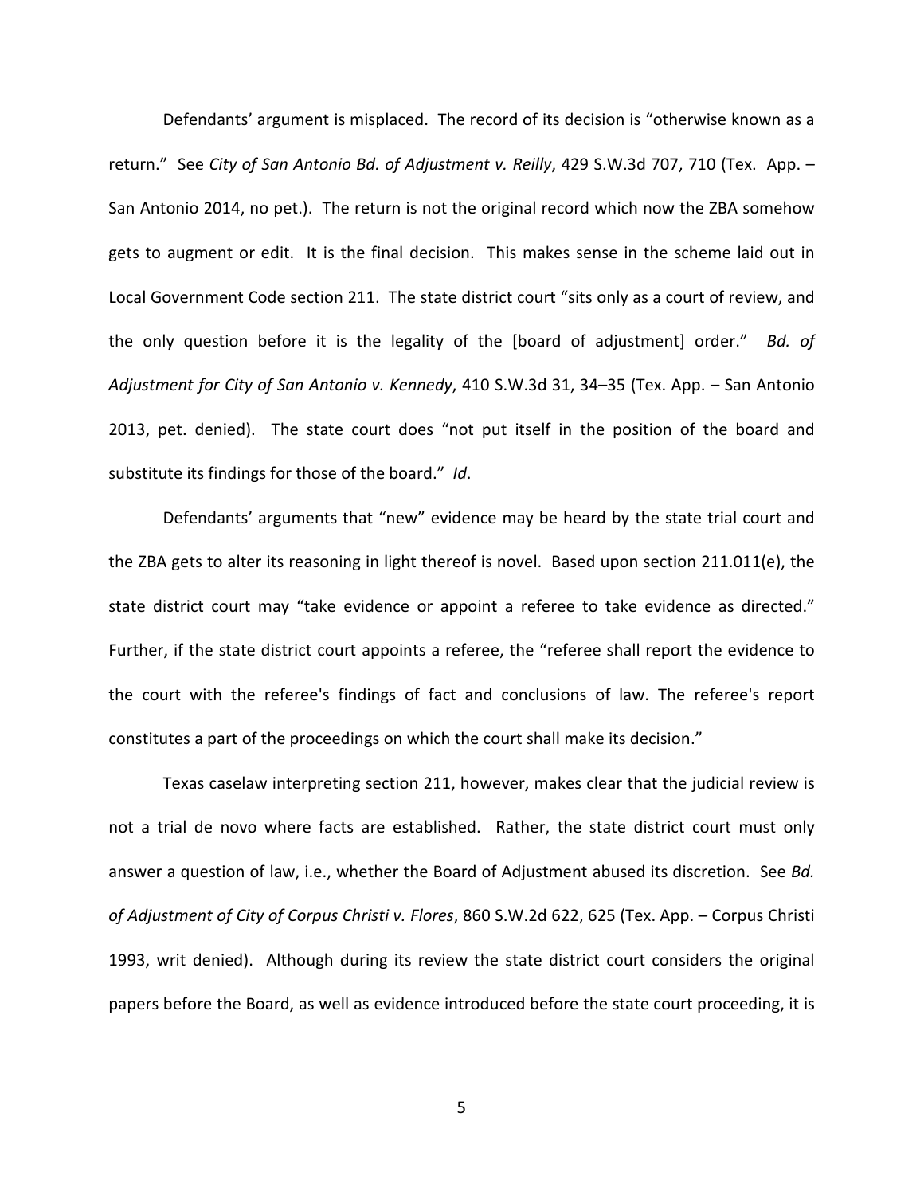Defendants' argument is misplaced. The record of its decision is "otherwise known as a return." See *City of San Antonio Bd. of Adjustment v. Reilly*, 429 S.W.3d 707, 710 (Tex. App. – San Antonio 2014, no pet.). The return is not the original record which now the ZBA somehow gets to augment or edit. It is the final decision. This makes sense in the scheme laid out in Local Government Code section 211. The state district court "sits only as a court of review, and the only question before it is the legality of the [board of adjustment] order." *Bd. of Adjustment for City of San Antonio v. Kennedy*, 410 S.W.3d 31, 34–35 (Tex. App. – San Antonio 2013, pet. denied). The state court does "not put itself in the position of the board and substitute its findings for those of the board." *Id*.

Defendants' arguments that "new" evidence may be heard by the state trial court and the ZBA gets to alter its reasoning in light thereof is novel. Based upon section 211.011(e), the state district court may "take evidence or appoint a referee to take evidence as directed." Further, if the state district court appoints a referee, the "referee shall report the evidence to the court with the referee's findings of fact and conclusions of law. The referee's report constitutes a part of the proceedings on which the court shall make its decision."

Texas caselaw interpreting section 211, however, makes clear that the judicial review is not a trial de novo where facts are established. Rather, the state district court must only answer a question of law, i.e., whether the Board of Adjustment abused its discretion. See *Bd. of Adjustment of City of Corpus Christi v. Flores*, 860 S.W.2d 622, 625 (Tex. App. – Corpus Christi 1993, writ denied). Although during its review the state district court considers the original papers before the Board, as well as evidence introduced before the state court proceeding, it is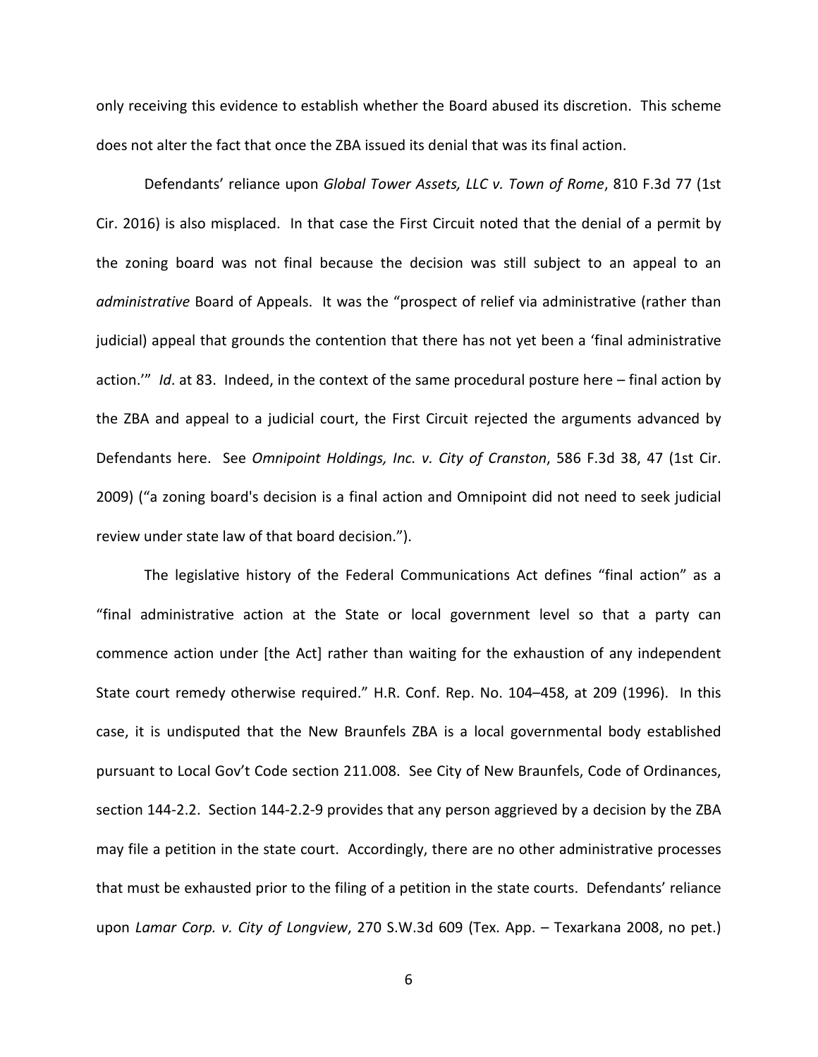only receiving this evidence to establish whether the Board abused its discretion. This scheme does not alter the fact that once the ZBA issued its denial that was its final action.

Defendants' reliance upon *Global Tower Assets, LLC v. Town of Rome*, 810 F.3d 77 (1st Cir. 2016) is also misplaced. In that case the First Circuit noted that the denial of a permit by the zoning board was not final because the decision was still subject to an appeal to an *administrative* Board of Appeals. It was the "prospect of relief via administrative (rather than judicial) appeal that grounds the contention that there has not yet been a 'final administrative action.'" *Id*. at 83. Indeed, in the context of the same procedural posture here – final action by the ZBA and appeal to a judicial court, the First Circuit rejected the arguments advanced by Defendants here. See *Omnipoint Holdings, Inc. v. City of Cranston*, 586 F.3d 38, 47 (1st Cir. 2009) ("a zoning board's decision is a final action and Omnipoint did not need to seek judicial review under state law of that board decision.").

The legislative history of the Federal Communications Act defines "final action" as a "final administrative action at the State or local government level so that a party can commence action under [the Act] rather than waiting for the exhaustion of any independent State court remedy otherwise required." H.R. Conf. Rep. No. 104–458, at 209 (1996). In this case, it is undisputed that the New Braunfels ZBA is a local governmental body established pursuant to Local Gov't Code section 211.008. See City of New Braunfels, Code of Ordinances, section 144-2.2. Section 144-2.2-9 provides that any person aggrieved by a decision by the ZBA may file a petition in the state court. Accordingly, there are no other administrative processes that must be exhausted prior to the filing of a petition in the state courts. Defendants' reliance upon *Lamar Corp. v. City of Longview*, 270 S.W.3d 609 (Tex. App. – Texarkana 2008, no pet.)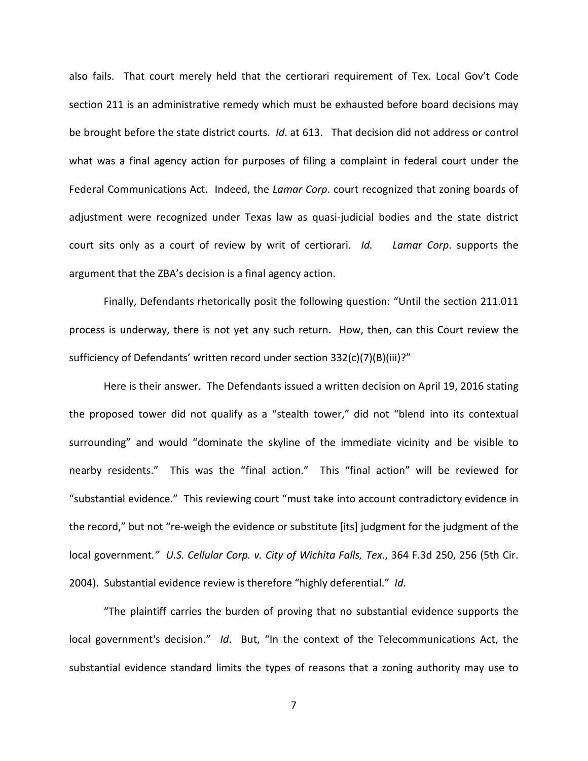also fails. That court merely held that the certiorari requirement of Tex. Local Gov't Code section 211 is an administrative remedy which must be exhausted before board decisions may be brought before the state district courts. *Id*. at 613. That decision did not address or control what was a final agency action for purposes of filing a complaint in federal court under the Federal Communications Act. Indeed, the *Lamar Corp*. court recognized that zoning boards of adjustment were recognized under Texas law as quasi-judicial bodies and the state district court sits only as a court of review by writ of certiorari. *Id.* *Lamar Corp*. supports the argument that the ZBA's decision is a final agency action.

Finally, Defendants rhetorically posit the following question: "Until the section 211.011 process is underway, there is not yet any such return. How, then, can this Court review the sufficiency of Defendants' written record under section 332(c)(7)(B)(iii)?"

Here is their answer. The Defendants issued a written decision on April 19, 2016 stating the proposed tower did not qualify as a "stealth tower," did not "blend into its contextual surrounding" and would "dominate the skyline of the immediate vicinity and be visible to nearby residents." This was the "final action." This "final action" will be reviewed for "substantial evidence." This reviewing court "must take into account contradictory evidence in the record," but not "re-weigh the evidence or substitute [its] judgment for the judgment of the local government*." U.S. Cellular Corp. v. City of Wichita Falls, Tex*., 364 F.3d 250, 256 (5th Cir. 2004). Substantial evidence review is therefore "highly deferential." *Id*.

"The plaintiff carries the burden of proving that no substantial evidence supports the local government's decision." *Id*. But, "In the context of the Telecommunications Act, the substantial evidence standard limits the types of reasons that a zoning authority may use to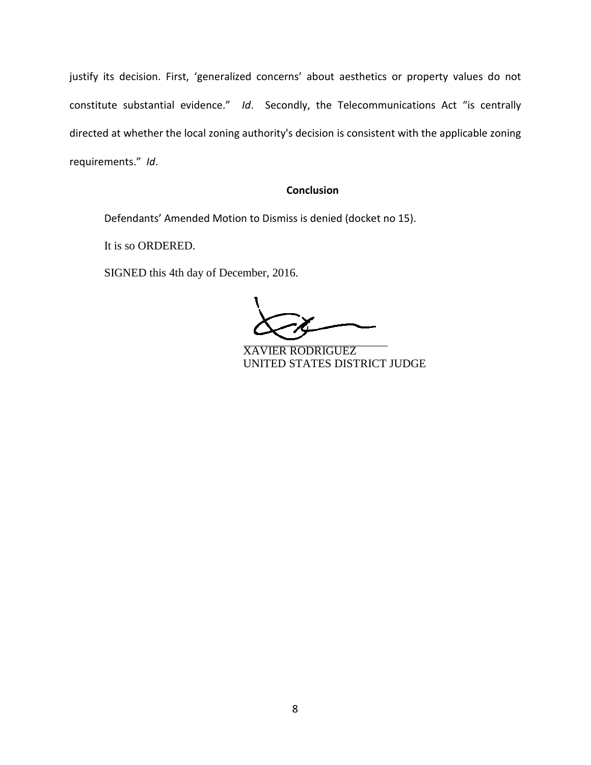justify its decision. First, 'generalized concerns' about aesthetics or property values do not constitute substantial evidence." *Id*. Secondly, the Telecommunications Act "is centrally directed at whether the local zoning authority's decision is consistent with the applicable zoning requirements." *Id*.

**Conclusion**

Defendants' Amended Motion to Dismiss is denied (docket no 15).

It is so ORDERED.

SIGNED this 4th day of December, 2016.

XAVIER RODRIGUEZ
UNITED STATES DISTRICT JUDGE